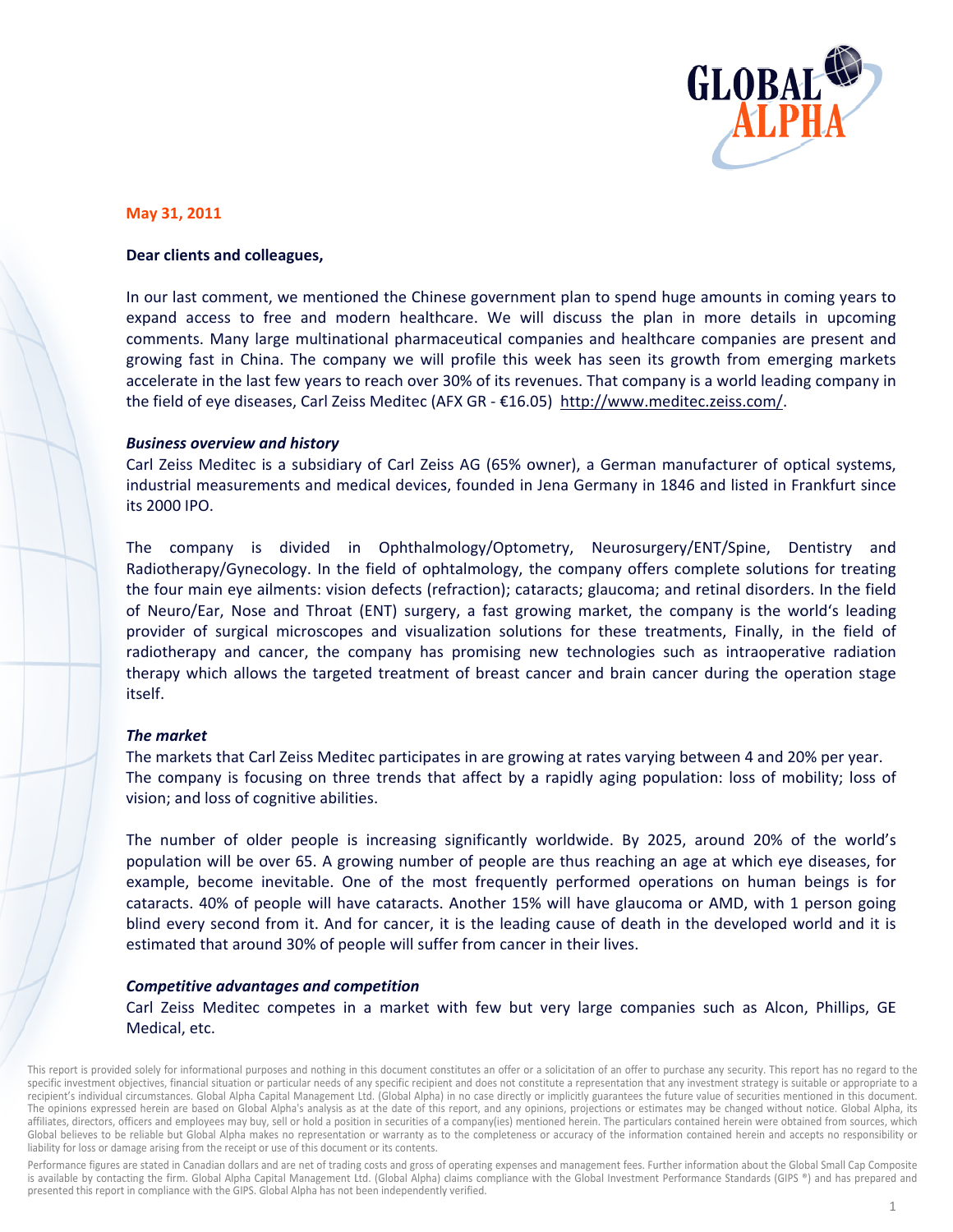May 31, 2011

**Dear clients and colleagues,**

In our last comment, we mentioned the Chinese government plan to spend huge amounts in coming years to expand access to free and modern healthcare. We will discuss the plan in more details in upcoming comments. Many large multinational pharmaceutical companies and healthcare companies are present and growing fast in China. The company we will profile this week has seen its growth from emerging markets accelerate in the last few years to reach over 30% of its revenues. That company is a world leading company in the field of eye diseases, Carl Zeiss Meditec (AFX GR - €16.05) http://www.meditec.zeiss.com/.

***Business overview and history***

Carl Zeiss Meditec is a subsidiary of Carl Zeiss AG (65% owner), a German manufacturer of optical systems, industrial measurements and medical devices, founded in Jena Germany in 1846 and listed in Frankfurt since its 2000 IPO.

The company is divided in Ophthalmology/Optometry, Neurosurgery/ENT/Spine, Dentistry and Radiotherapy/Gynecology. In the field of ophtalmology, the company offers complete solutions for treating the four main eye ailments: vision defects (refraction); cataracts; glaucoma; and retinal disorders. In the field of Neuro/Ear, Nose and Throat (ENT) surgery, a fast growing market, the company is the world's leading provider of surgical microscopes and visualization solutions for these treatments, Finally, in the field of radiotherapy and cancer, the company has promising new technologies such as intraoperative radiation therapy which allows the targeted treatment of breast cancer and brain cancer during the operation stage itself.

***The market***

The markets that Carl Zeiss Meditec participates in are growing at rates varying between 4 and 20% per year. The company is focusing on three trends that affect by a rapidly aging population: loss of mobility; loss of vision; and loss of cognitive abilities.

The number of older people is increasing significantly worldwide. By 2025, around 20% of the world's population will be over 65. A growing number of people are thus reaching an age at which eye diseases, for example, become inevitable. One of the most frequently performed operations on human beings is for cataracts. 40% of people will have cataracts. Another 15% will have glaucoma or AMD, with 1 person going blind every second from it. And for cancer, it is the leading cause of death in the developed world and it is estimated that around 30% of people will suffer from cancer in their lives.

***Competitive advantages and competition***

Carl Zeiss Meditec competes in a market with few but very large companies such as Alcon, Phillips, GE Medical, etc.

This report is provided solely for informational purposes and nothing in this document constitutes an offer or a solicitation of an offer to purchase any security. This report has no regard to the specific investment objectives, financial situation or particular needs of any specific recipient and does not constitute a representation that any investment strategy is suitable or appropriate to a recipient's individual circumstances. Global Alpha Capital Management Ltd. (Global Alpha) in no case directly or implicitly guarantees the future value of securities mentioned in this document. The opinions expressed herein are based on Global Alpha's analysis as at the date of this report, and any opinions, projections or estimates may be changed without notice. Global Alpha, its affiliates, directors, officers and employees may buy, sell or hold a position in securities of a company(ies) mentioned herein. The particulars contained herein were obtained from sources, which Global believes to be reliable but Global Alpha makes no representation or warranty as to the completeness or accuracy of the information contained herein and accepts no responsibility or liability for loss or damage arising from the receipt or use of this document or its contents.

Performance figures are stated in Canadian dollars and are net of trading costs and gross of operating expenses and management fees. Further information about the Global Small Cap Composite is available by contacting the firm. Global Alpha Capital Management Ltd. (Global Alpha) claims compliance with the Global Investment Performance Standards (GIPS ®) and has prepared and presented this report in compliance with the GIPS. Global Alpha has not been independently verified.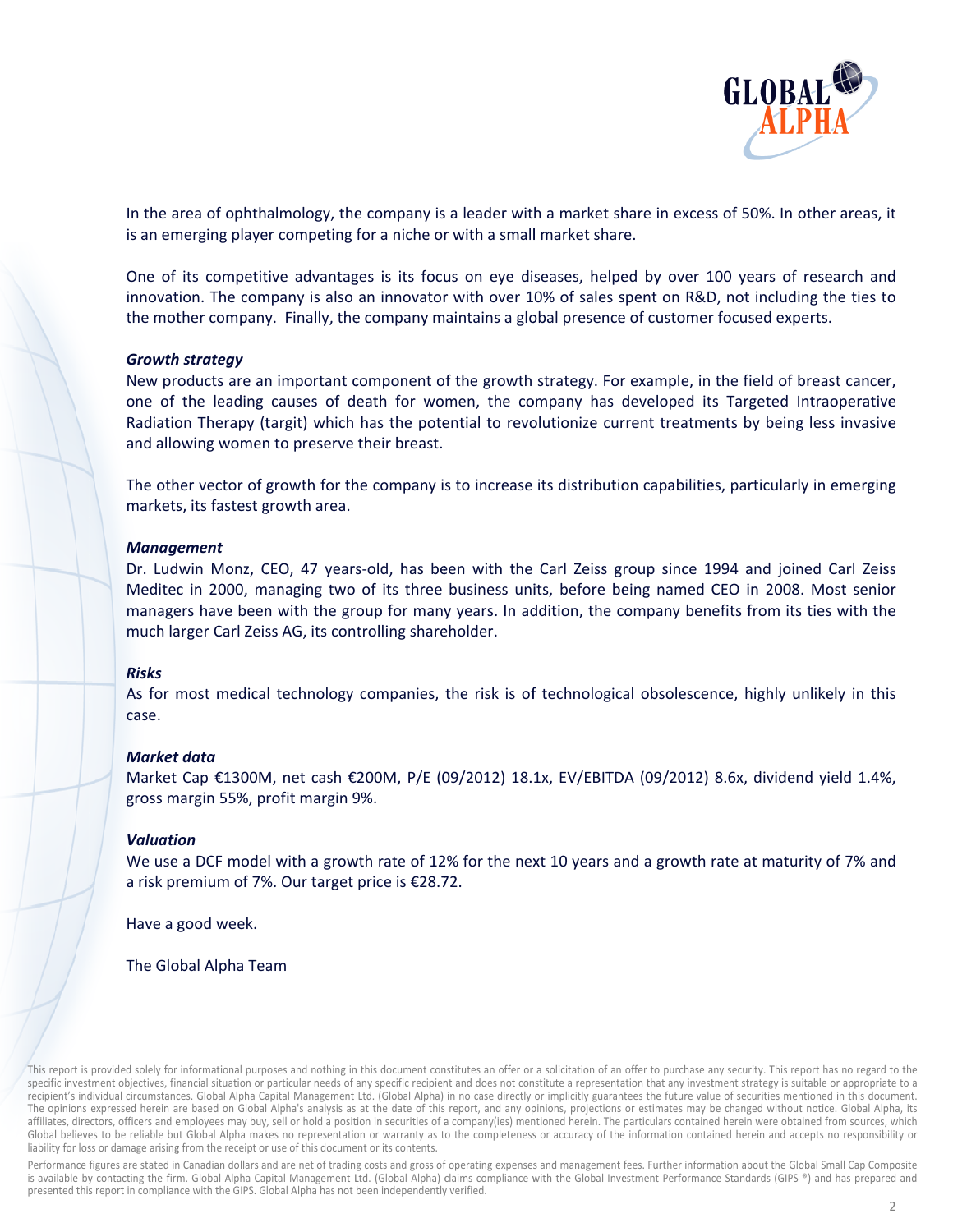In the area of ophthalmology, the company is a leader with a market share in excess of 50%. In other areas, it is an emerging player competing for a niche or with a small market share.

One of its competitive advantages is its focus on eye diseases, helped by over 100 years of research and innovation. The company is also an innovator with over 10% of sales spent on R&D, not including the ties to the mother company. Finally, the company maintains a global presence of customer focused experts.

***Growth strategy***

New products are an important component of the growth strategy. For example, in the field of breast cancer, one of the leading causes of death for women, the company has developed its Targeted Intraoperative Radiation Therapy (targit) which has the potential to revolutionize current treatments by being less invasive and allowing women to preserve their breast.

The other vector of growth for the company is to increase its distribution capabilities, particularly in emerging markets, its fastest growth area.

***Management***

Dr. Ludwin Monz, CEO, 47 years-old, has been with the Carl Zeiss group since 1994 and joined Carl Zeiss Meditec in 2000, managing two of its three business units, before being named CEO in 2008. Most senior managers have been with the group for many years. In addition, the company benefits from its ties with the much larger Carl Zeiss AG, its controlling shareholder.

***Risks***

As for most medical technology companies, the risk is of technological obsolescence, highly unlikely in this case.

***Market data***

Market Cap €1300M, net cash €200M, P/E (09/2012) 18.1x, EV/EBITDA (09/2012) 8.6x, dividend yield 1.4%, gross margin 55%, profit margin 9%.

***Valuation***

We use a DCF model with a growth rate of 12% for the next 10 years and a growth rate at maturity of 7% and a risk premium of 7%. Our target price is €28.72.

Have a good week.

The Global Alpha Team

This report is provided solely for informational purposes and nothing in this document constitutes an offer or a solicitation of an offer to purchase any security. This report has no regard to the specific investment objectives, financial situation or particular needs of any specific recipient and does not constitute a representation that any investment strategy is suitable or appropriate to a recipient's individual circumstances. Global Alpha Capital Management Ltd. (Global Alpha) in no case directly or implicitly guarantees the future value of securities mentioned in this document. The opinions expressed herein are based on Global Alpha's analysis as at the date of this report, and any opinions, projections or estimates may be changed without notice. Global Alpha, its affiliates, directors, officers and employees may buy, sell or hold a position in securities of a company(ies) mentioned herein. The particulars contained herein were obtained from sources, which Global believes to be reliable but Global Alpha makes no representation or warranty as to the completeness or accuracy of the information contained herein and accepts no responsibility or liability for loss or damage arising from the receipt or use of this document or its contents.

Performance figures are stated in Canadian dollars and are net of trading costs and gross of operating expenses and management fees. Further information about the Global Small Cap Composite is available by contacting the firm. Global Alpha Capital Management Ltd. (Global Alpha) claims compliance with the Global Investment Performance Standards (GIPS ®) and has prepared and presented this report in compliance with the GIPS. Global Alpha has not been independently verified.